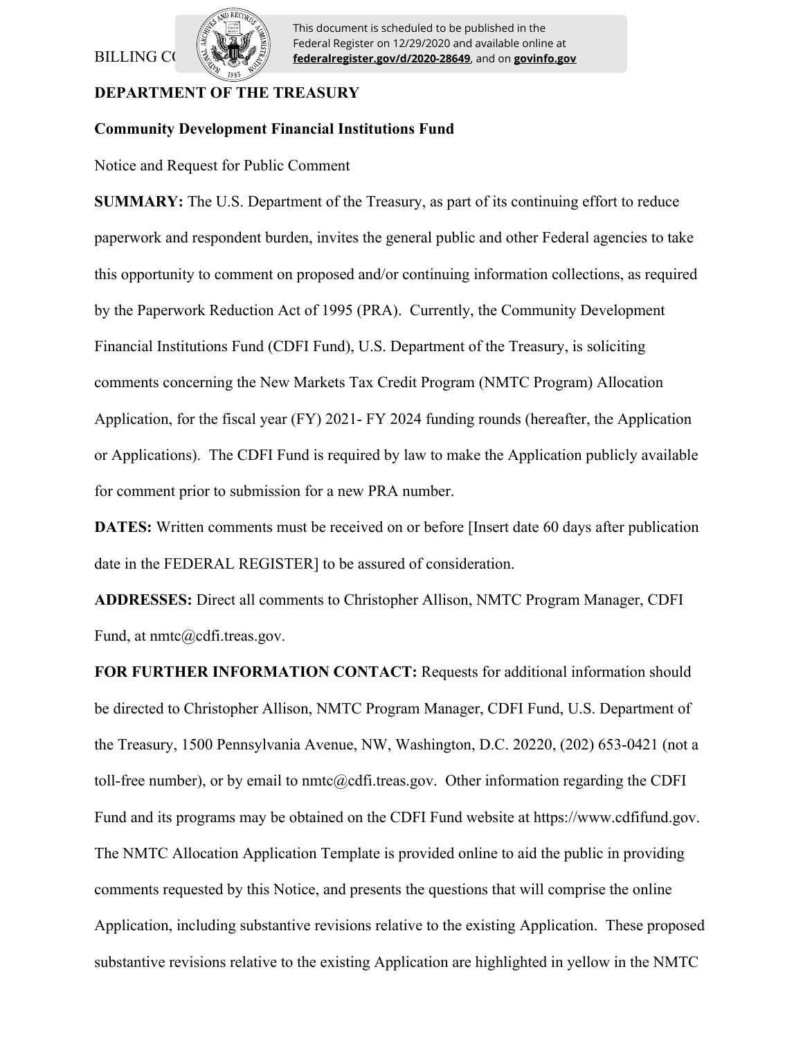BILLING CODE

This document is scheduled to be published in the Federal Register on 12/29/2020 and available online at **federalregister.gov/d/2020-28649**, and on **govinfo.gov**

**DEPARTMENT OF THE TREASURY**

**Community Development Financial Institutions Fund**

Notice and Request for Public Comment

**SUMMARY:** The U.S. Department of the Treasury, as part of its continuing effort to reduce paperwork and respondent burden, invites the general public and other Federal agencies to take this opportunity to comment on proposed and/or continuing information collections, as required by the Paperwork Reduction Act of 1995 (PRA). Currently, the Community Development Financial Institutions Fund (CDFI Fund), U.S. Department of the Treasury, is soliciting comments concerning the New Markets Tax Credit Program (NMTC Program) Allocation Application, for the fiscal year (FY) 2021- FY 2024 funding rounds (hereafter, the Application or Applications). The CDFI Fund is required by law to make the Application publicly available for comment prior to submission for a new PRA number.

**DATES:** Written comments must be received on or before [Insert date 60 days after publication date in the FEDERAL REGISTER] to be assured of consideration.

**ADDRESSES:** Direct all comments to Christopher Allison, NMTC Program Manager, CDFI Fund, at nmtc@cdfi.treas.gov.

**FOR FURTHER INFORMATION CONTACT:** Requests for additional information should be directed to Christopher Allison, NMTC Program Manager, CDFI Fund, U.S. Department of the Treasury, 1500 Pennsylvania Avenue, NW, Washington, D.C. 20220, (202) 653-0421 (not a toll-free number), or by email to nmtc@cdfi.treas.gov. Other information regarding the CDFI Fund and its programs may be obtained on the CDFI Fund website at https://www.cdfifund.gov. The NMTC Allocation Application Template is provided online to aid the public in providing comments requested by this Notice, and presents the questions that will comprise the online Application, including substantive revisions relative to the existing Application. These proposed substantive revisions relative to the existing Application are highlighted in yellow in the NMTC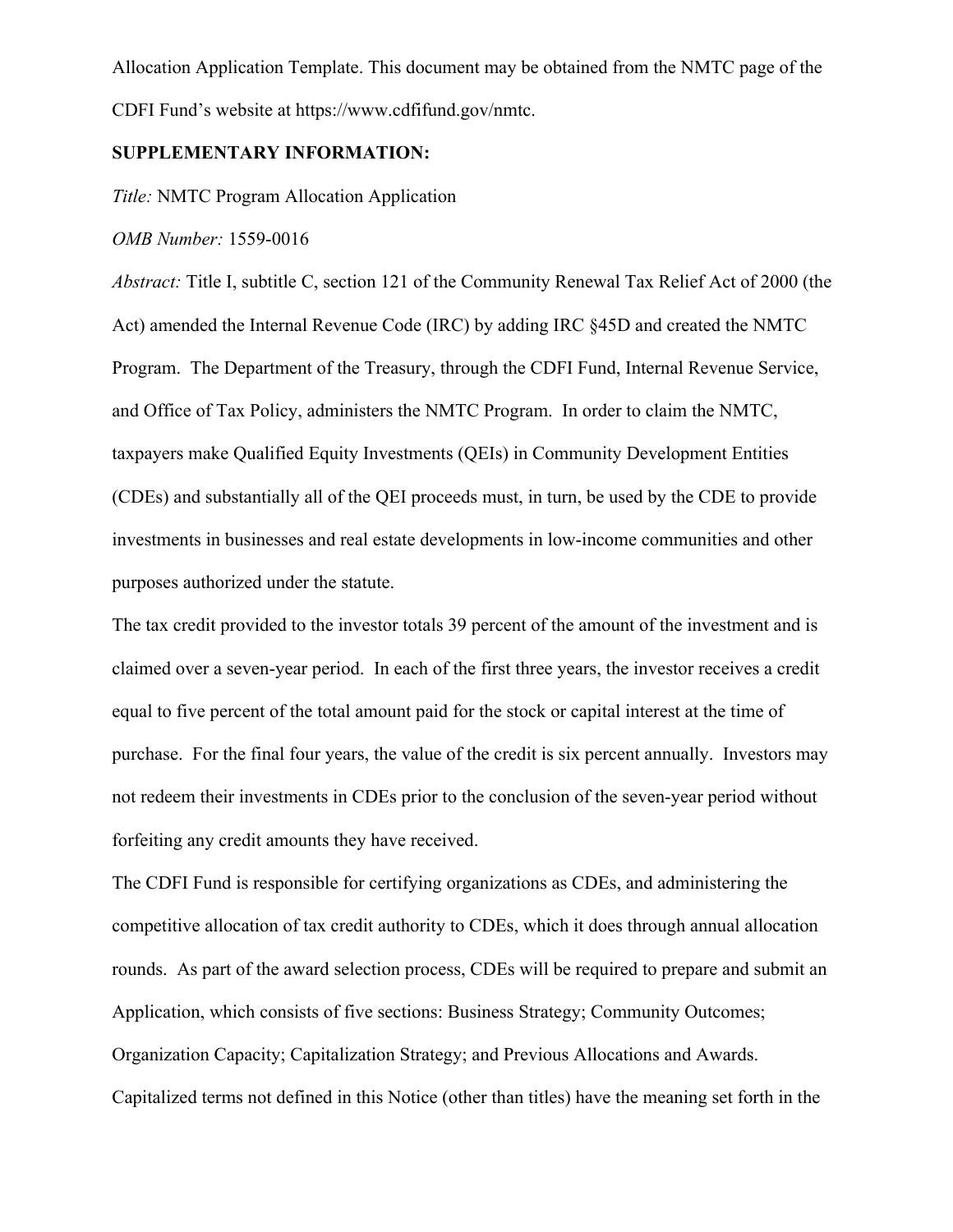Allocation Application Template. This document may be obtained from the NMTC page of the CDFI Fund's website at https://www.cdfifund.gov/nmtc.

**SUPPLEMENTARY INFORMATION:**

*Title:* NMTC Program Allocation Application

*OMB Number:* 1559-0016

*Abstract:* Title I, subtitle C, section 121 of the Community Renewal Tax Relief Act of 2000 (the Act) amended the Internal Revenue Code (IRC) by adding IRC §45D and created the NMTC Program. The Department of the Treasury, through the CDFI Fund, Internal Revenue Service, and Office of Tax Policy, administers the NMTC Program. In order to claim the NMTC, taxpayers make Qualified Equity Investments (QEIs) in Community Development Entities (CDEs) and substantially all of the QEI proceeds must, in turn, be used by the CDE to provide investments in businesses and real estate developments in low-income communities and other purposes authorized under the statute.

The tax credit provided to the investor totals 39 percent of the amount of the investment and is claimed over a seven-year period. In each of the first three years, the investor receives a credit equal to five percent of the total amount paid for the stock or capital interest at the time of purchase. For the final four years, the value of the credit is six percent annually. Investors may not redeem their investments in CDEs prior to the conclusion of the seven-year period without forfeiting any credit amounts they have received.

The CDFI Fund is responsible for certifying organizations as CDEs, and administering the competitive allocation of tax credit authority to CDEs, which it does through annual allocation rounds. As part of the award selection process, CDEs will be required to prepare and submit an Application, which consists of five sections: Business Strategy; Community Outcomes; Organization Capacity; Capitalization Strategy; and Previous Allocations and Awards. Capitalized terms not defined in this Notice (other than titles) have the meaning set forth in the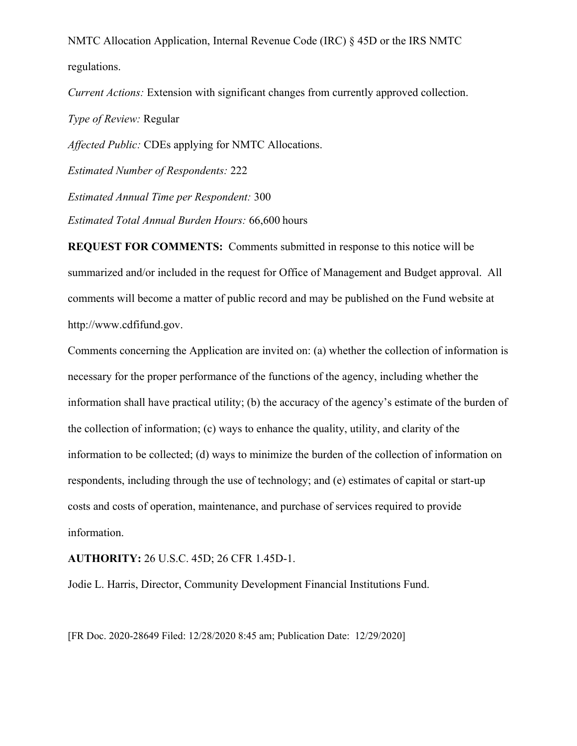NMTC Allocation Application, Internal Revenue Code (IRC) § 45D or the IRS NMTC regulations.

*Current Actions:* Extension with significant changes from currently approved collection.

*Type of Review:* Regular

*Affected Public:* CDEs applying for NMTC Allocations.

*Estimated Number of Respondents:* 222

*Estimated Annual Time per Respondent:* 300

*Estimated Total Annual Burden Hours:* 66,600 hours

**REQUEST FOR COMMENTS:** Comments submitted in response to this notice will be summarized and/or included in the request for Office of Management and Budget approval. All comments will become a matter of public record and may be published on the Fund website at http://www.cdfifund.gov.

Comments concerning the Application are invited on: (a) whether the collection of information is necessary for the proper performance of the functions of the agency, including whether the information shall have practical utility; (b) the accuracy of the agency's estimate of the burden of the collection of information; (c) ways to enhance the quality, utility, and clarity of the information to be collected; (d) ways to minimize the burden of the collection of information on respondents, including through the use of technology; and (e) estimates of capital or start-up costs and costs of operation, maintenance, and purchase of services required to provide information.

**AUTHORITY:** 26 U.S.C. 45D; 26 CFR 1.45D-1.

Jodie L. Harris, Director, Community Development Financial Institutions Fund.

[FR Doc. 2020-28649 Filed: 12/28/2020 8:45 am; Publication Date: 12/29/2020]